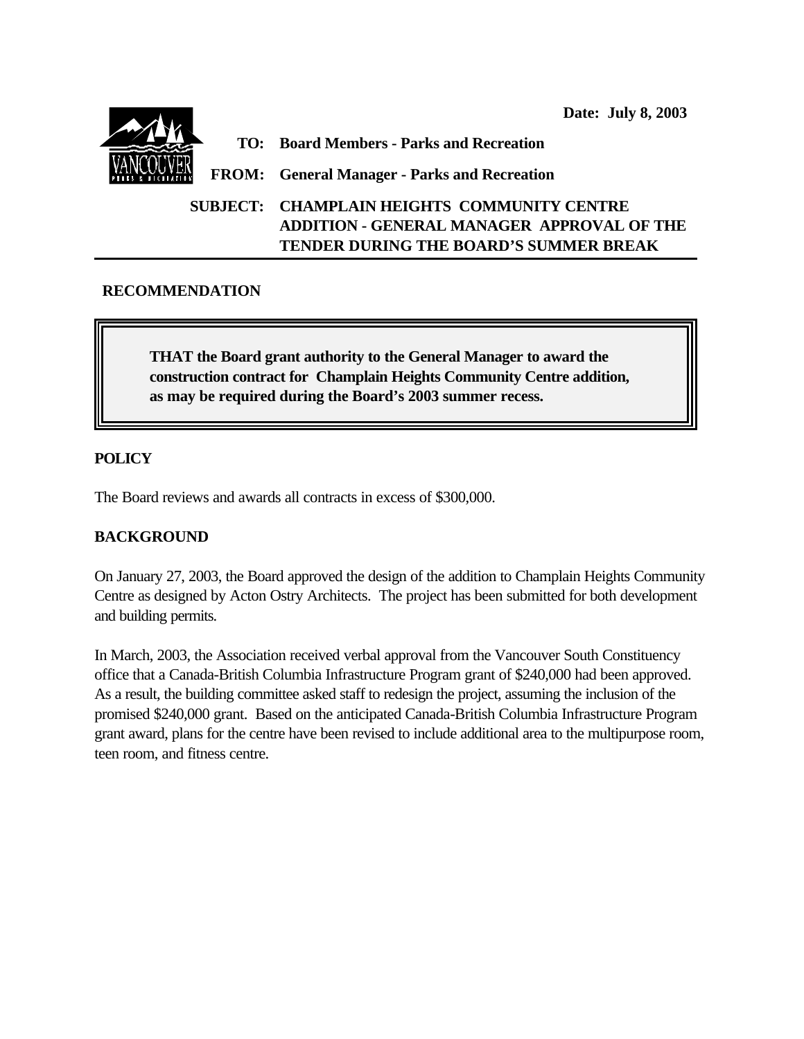**Date: July 8, 2003**

**TO: Board Members - Parks and Recreation**

**FROM: General Manager - Parks and Recreation**

**SUBJECT: CHAMPLAIN HEIGHTS COMMUNITY CENTRE ADDITION - GENERAL MANAGER APPROVAL OF THE TENDER DURING THE BOARD'S SUMMER BREAK**

## RECOMMENDATION

**THAT the Board grant authority to the General Manager to award the construction contract for Champlain Heights Community Centre addition, as may be required during the Board's 2003 summer recess.**

## POLICY

The Board reviews and awards all contracts in excess of $300,000.

## BACKGROUND

On January 27, 2003, the Board approved the design of the addition to Champlain Heights Community Centre as designed by Acton Ostry Architects. The project has been submitted for both development and building permits.

In March, 2003, the Association received verbal approval from the Vancouver South Constituency office that a Canada-British Columbia Infrastructure Program grant of $240,000 had been approved. As a result, the building committee asked staff to redesign the project, assuming the inclusion of the promised $240,000 grant. Based on the anticipated Canada-British Columbia Infrastructure Program grant award, plans for the centre have been revised to include additional area to the multipurpose room, teen room, and fitness centre.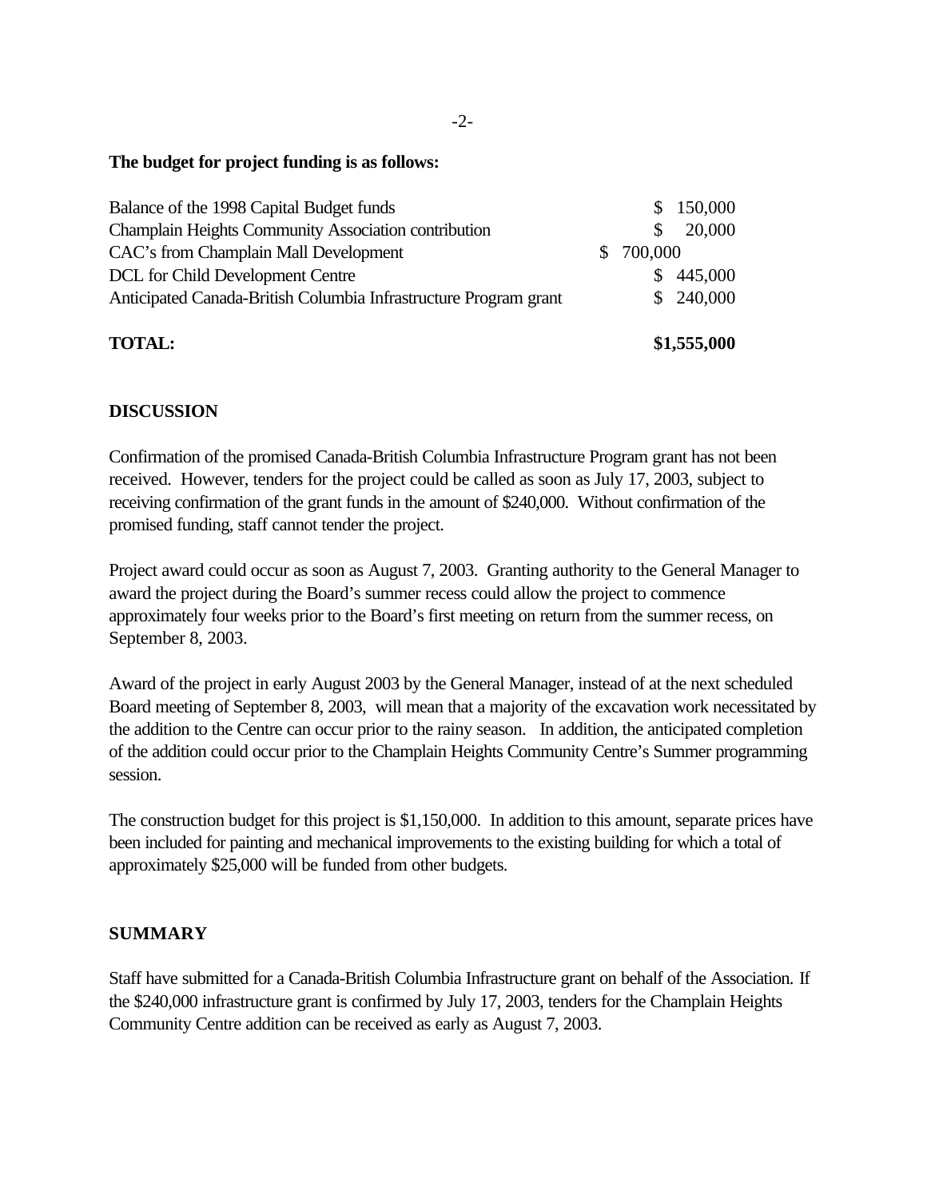**The budget for project funding is as follows:**

| | |
|---|---|
| Balance of the 1998 Capital Budget funds | $ 150,000 |
| Champlain Heights Community Association contribution | $ 20,000 |
| CAC's from Champlain Mall Development | $ 700,000 |
| DCL for Child Development Centre | $ 445,000 |
| Anticipated Canada-British Columbia Infrastructure Program grant | $ 240,000 |
| **TOTAL:** | **$1,555,000** |

## DISCUSSION

Confirmation of the promised Canada-British Columbia Infrastructure Program grant has not been received. However, tenders for the project could be called as soon as July 17, 2003, subject to receiving confirmation of the grant funds in the amount of $240,000. Without confirmation of the promised funding, staff cannot tender the project.

Project award could occur as soon as August 7, 2003. Granting authority to the General Manager to award the project during the Board's summer recess could allow the project to commence approximately four weeks prior to the Board's first meeting on return from the summer recess, on September 8, 2003.

Award of the project in early August 2003 by the General Manager, instead of at the next scheduled Board meeting of September 8, 2003, will mean that a majority of the excavation work necessitated by the addition to the Centre can occur prior to the rainy season. In addition, the anticipated completion of the addition could occur prior to the Champlain Heights Community Centre's Summer programming session.

The construction budget for this project is $1,150,000. In addition to this amount, separate prices have been included for painting and mechanical improvements to the existing building for which a total of approximately $25,000 will be funded from other budgets.

## SUMMARY

Staff have submitted for a Canada-British Columbia Infrastructure grant on behalf of the Association. If the $240,000 infrastructure grant is confirmed by July 17, 2003, tenders for the Champlain Heights Community Centre addition can be received as early as August 7, 2003.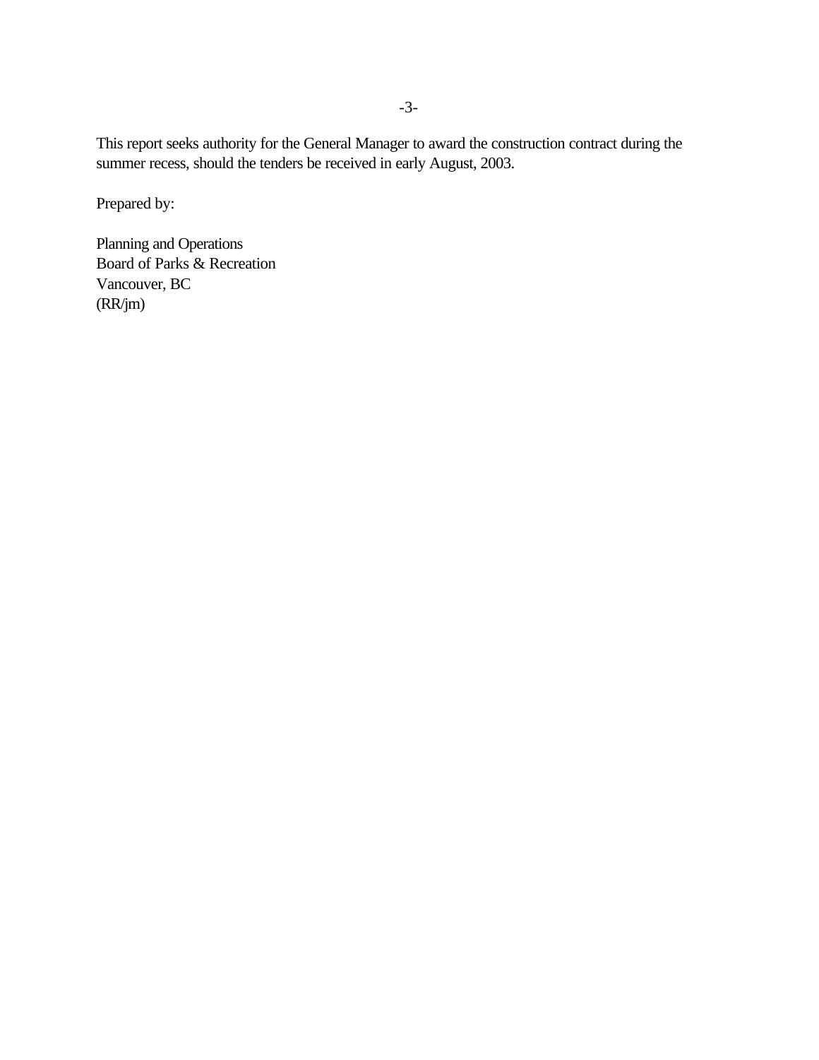This report seeks authority for the General Manager to award the construction contract during the summer recess, should the tenders be received in early August, 2003.

Prepared by:

Planning and Operations  
Board of Parks & Recreation  
Vancouver, BC  
(RR/jm)